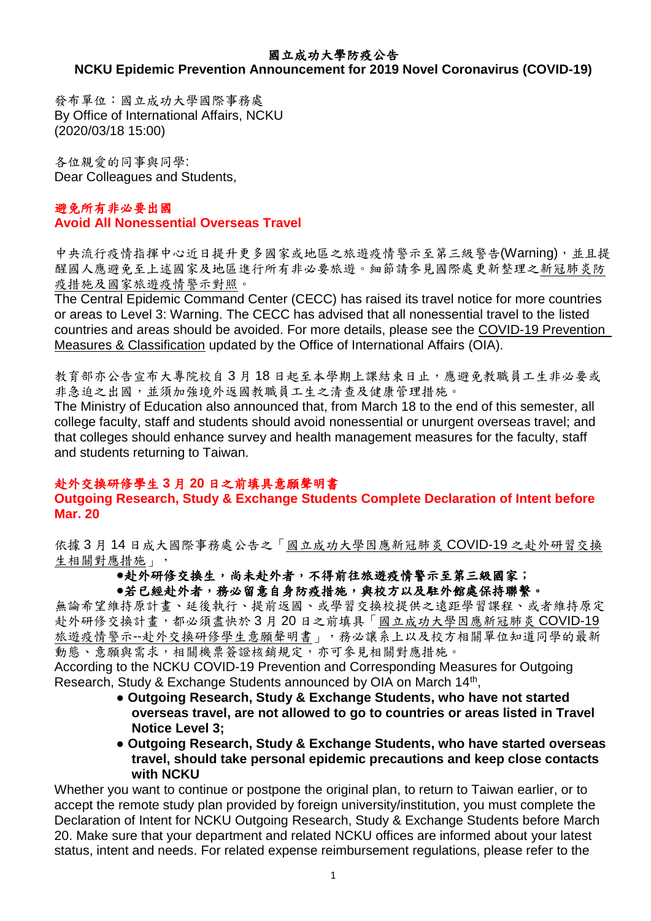# 國立成功大學防疫公告
# NCKU Epidemic Prevention Announcement for 2019 Novel Coronavirus (COVID-19)

發布單位：國立成功大學國際事務處
By Office of International Affairs, NCKU
(2020/03/18 15:00)

各位親愛的同事與同學:
Dear Colleagues and Students,

## 避免所有非必要出國
## Avoid All Nonessential Overseas Travel

中央流行疫情指揮中心近日提升更多國家或地區之旅遊疫情警示至第三級警告(Warning)，並且提醒國人應避免至上述國家及地區進行所有非必要旅遊。細節請參見國際處更新整理之新冠肺炎防疫措施及國家旅遊疫情警示對照。
The Central Epidemic Command Center (CECC) has raised its travel notice for more countries or areas to Level 3: Warning. The CECC has advised that all nonessential travel to the listed countries and areas should be avoided. For more details, please see the COVID-19 Prevention Measures & Classification updated by the Office of International Affairs (OIA).

教育部亦公告宣布大專院校自 3 月 18 日起至本學期上課結束日止，應避免教職員工生非必要或非急迫之出國，並須加強境外返國教職員工生之清查及健康管理措施。
The Ministry of Education also announced that, from March 18 to the end of this semester, all college faculty, staff and students should avoid nonessential or unurgent overseas travel; and that colleges should enhance survey and health management measures for the faculty, staff and students returning to Taiwan.

## 赴外交換研修學生 3 月 20 日之前填具意願聲明書
## Outgoing Research, Study & Exchange Students Complete Declaration of Intent before Mar. 20

依據 3 月 14 日成大國際事務處公告之「國立成功大學因應新冠肺炎 COVID-19 之赴外研習交換生相關對應措施」，

- **赴外研修交換生，尚未赴外者，不得前往旅遊疫情警示至第三級國家；**
- **若已經赴外者，務必留意自身防疫措施，與校方以及駐外館處保持聯繫。**

無論希望維持原計畫、延後執行、提前返國、或學習交換校提供之遠距學習課程、或者維持原定赴外研修交換計畫，都必須盡快於 3 月 20 日之前填具「國立成功大學因應新冠肺炎 COVID-19 旅遊疫情警示--赴外交換研修學生意願聲明書」，務必讓系上以及校方相關單位知道同學的最新動態、意願與需求，相關機票簽證核銷規定，亦可參見相關對應措施。
According to the NCKU COVID-19 Prevention and Corresponding Measures for Outgoing Research, Study & Exchange Students announced by OIA on March 14th,

- **Outgoing Research, Study & Exchange Students, who have not started overseas travel, are not allowed to go to countries or areas listed in Travel Notice Level 3;**
- **Outgoing Research, Study & Exchange Students, who have started overseas travel, should take personal epidemic precautions and keep close contacts with NCKU**

Whether you want to continue or postpone the original plan, to return to Taiwan earlier, or to accept the remote study plan provided by foreign university/institution, you must complete the Declaration of Intent for NCKU Outgoing Research, Study & Exchange Students before March 20. Make sure that your department and related NCKU offices are informed about your latest status, intent and needs. For related expense reimbursement regulations, please refer to the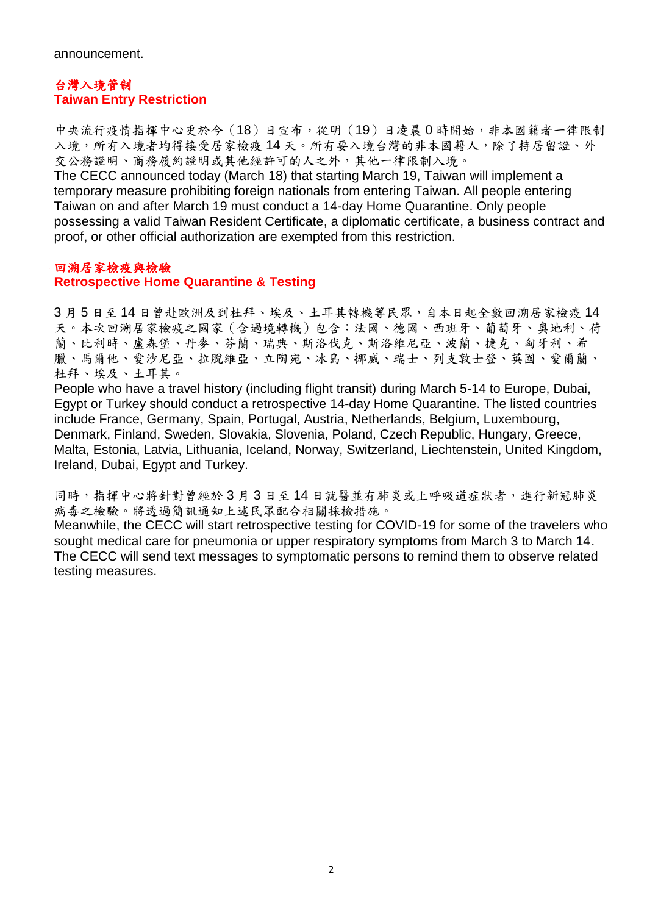announcement.

## 台灣入境管制
## Taiwan Entry Restriction

中央流行疫情指揮中心更於今（18）日宣布，從明（19）日凌晨 0 時開始，非本國籍者一律限制入境，所有入境者均得接受居家檢疫 14 天。所有要入境台灣的非本國籍人，除了持居留證、外交公務證明、商務履約證明或其他經許可的人之外，其他一律限制入境。

The CECC announced today (March 18) that starting March 19, Taiwan will implement a temporary measure prohibiting foreign nationals from entering Taiwan. All people entering Taiwan on and after March 19 must conduct a 14-day Home Quarantine. Only people possessing a valid Taiwan Resident Certificate, a diplomatic certificate, a business contract and proof, or other official authorization are exempted from this restriction.

## 回溯居家檢疫與檢驗
## Retrospective Home Quarantine & Testing

3 月 5 日至 14 日曾赴歐洲及到杜拜、埃及、土耳其轉機等民眾，自本日起全數回溯居家檢疫 14 天。本次回溯居家檢疫之國家（含過境轉機）包含：法國、德國、西班牙、葡萄牙、奧地利、荷蘭、比利時、盧森堡、丹麥、芬蘭、瑞典、斯洛伐克、斯洛維尼亞、波蘭、捷克、匈牙利、希臘、馬爾他、愛沙尼亞、拉脫維亞、立陶宛、冰島、挪威、瑞士、列支敦士登、英國、愛爾蘭、杜拜、埃及、土耳其。

People who have a travel history (including flight transit) during March 5-14 to Europe, Dubai, Egypt or Turkey should conduct a retrospective 14-day Home Quarantine. The listed countries include France, Germany, Spain, Portugal, Austria, Netherlands, Belgium, Luxembourg, Denmark, Finland, Sweden, Slovakia, Slovenia, Poland, Czech Republic, Hungary, Greece, Malta, Estonia, Latvia, Lithuania, Iceland, Norway, Switzerland, Liechtenstein, United Kingdom, Ireland, Dubai, Egypt and Turkey.

同時，指揮中心將針對曾經於 3 月 3 日至 14 日就醫並有肺炎或上呼吸道症狀者，進行新冠肺炎病毒之檢驗。將透過簡訊通知上述民眾配合相關採檢措施。

Meanwhile, the CECC will start retrospective testing for COVID-19 for some of the travelers who sought medical care for pneumonia or upper respiratory symptoms from March 3 to March 14. The CECC will send text messages to symptomatic persons to remind them to observe related testing measures.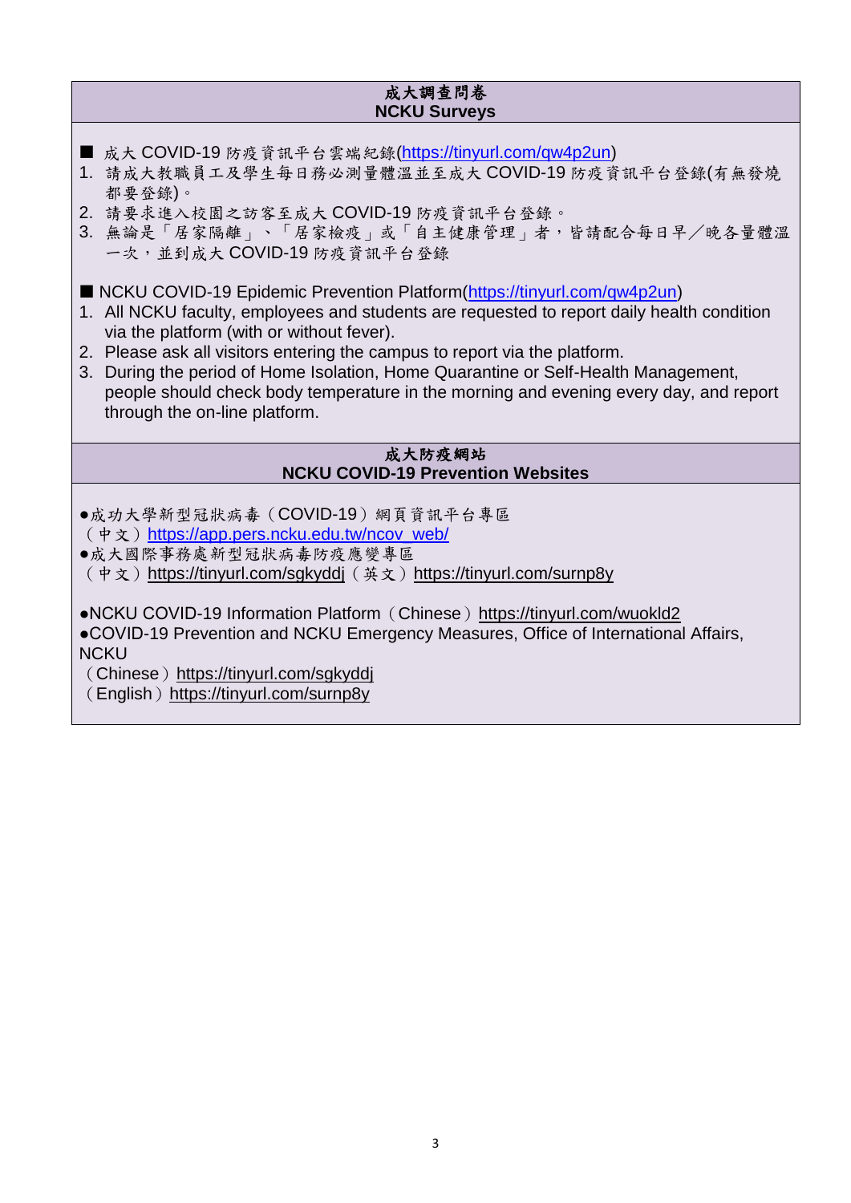## 成大調查問卷
## NCKU Surveys

■ 成大 COVID-19 防疫資訊平台雲端紀錄(https://tinyurl.com/qw4p2un)

1. 請成大教職員工及學生每日務必測量體溫並至成大 COVID-19 防疫資訊平台登錄(有無發燒都要登錄)。
2. 請要求進入校園之訪客至成大 COVID-19 防疫資訊平台登錄。
3. 無論是「居家隔離」、「居家檢疫」或「自主健康管理」者，皆請配合每日早／晚各量體溫一次，並到成大 COVID-19 防疫資訊平台登錄

■ NCKU COVID-19 Epidemic Prevention Platform(https://tinyurl.com/qw4p2un)

1. All NCKU faculty, employees and students are requested to report daily health condition via the platform (with or without fever).
2. Please ask all visitors entering the campus to report via the platform.
3. During the period of Home Isolation, Home Quarantine or Self-Health Management, people should check body temperature in the morning and evening every day, and report through the on-line platform.

## 成大防疫網站
## NCKU COVID-19 Prevention Websites

●成功大學新型冠狀病毒（COVID-19）網頁資訊平台專區
（中文）https://app.pers.ncku.edu.tw/ncov_web/

●成大國際事務處新型冠狀病毒防疫應變專區
（中文）https://tinyurl.com/sgkyddj（英文）https://tinyurl.com/surnp8y

●NCKU COVID-19 Information Platform（Chinese）https://tinyurl.com/wuokld2

●COVID-19 Prevention and NCKU Emergency Measures, Office of International Affairs, NCKU
（Chinese）https://tinyurl.com/sgkyddj
（English）https://tinyurl.com/surnp8y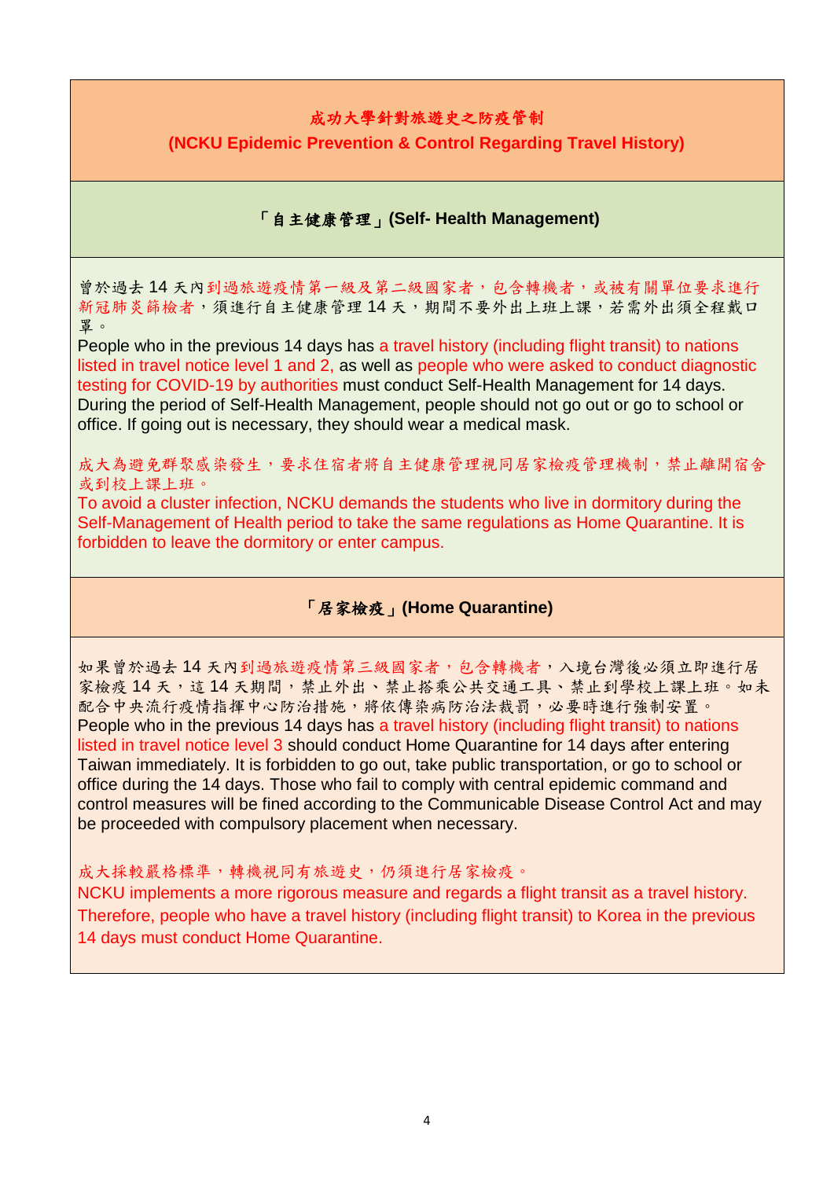## 成功大學針對旅遊史之防疫管制

## (NCKU Epidemic Prevention & Control Regarding Travel History)

### 「自主健康管理」(Self- Health Management)

曾於過去 14 天內到過旅遊疫情第一級及第二級國家者，包含轉機者，或被有關單位要求進行新冠肺炎篩檢者，須進行自主健康管理 14 天，期間不要外出上班上課，若需外出須全程戴口罩。

People who in the previous 14 days has a travel history (including flight transit) to nations listed in travel notice level 1 and 2, as well as people who were asked to conduct diagnostic testing for COVID-19 by authorities must conduct Self-Health Management for 14 days. During the period of Self-Health Management, people should not go out or go to school or office. If going out is necessary, they should wear a medical mask.

成大為避免群聚感染發生，要求住宿者將自主健康管理視同居家檢疫管理機制，禁止離開宿舍或到校上課上班。

To avoid a cluster infection, NCKU demands the students who live in dormitory during the Self-Management of Health period to take the same regulations as Home Quarantine. It is forbidden to leave the dormitory or enter campus.

### 「居家檢疫」(Home Quarantine)

如果曾於過去 14 天內到過旅遊疫情第三級國家者，包含轉機者，入境台灣後必須立即進行居家檢疫 14 天，這 14 天期間，禁止外出、禁止搭乘公共交通工具、禁止到學校上課上班。如未配合中央流行疫情指揮中心防治措施，將依傳染病防治法裁罰，必要時進行強制安置。

People who in the previous 14 days has a travel history (including flight transit) to nations listed in travel notice level 3 should conduct Home Quarantine for 14 days after entering Taiwan immediately. It is forbidden to go out, take public transportation, or go to school or office during the 14 days. Those who fail to comply with central epidemic command and control measures will be fined according to the Communicable Disease Control Act and may be proceeded with compulsory placement when necessary.

成大採較嚴格標準，轉機視同有旅遊史，仍須進行居家檢疫。

NCKU implements a more rigorous measure and regards a flight transit as a travel history. Therefore, people who have a travel history (including flight transit) to Korea in the previous 14 days must conduct Home Quarantine.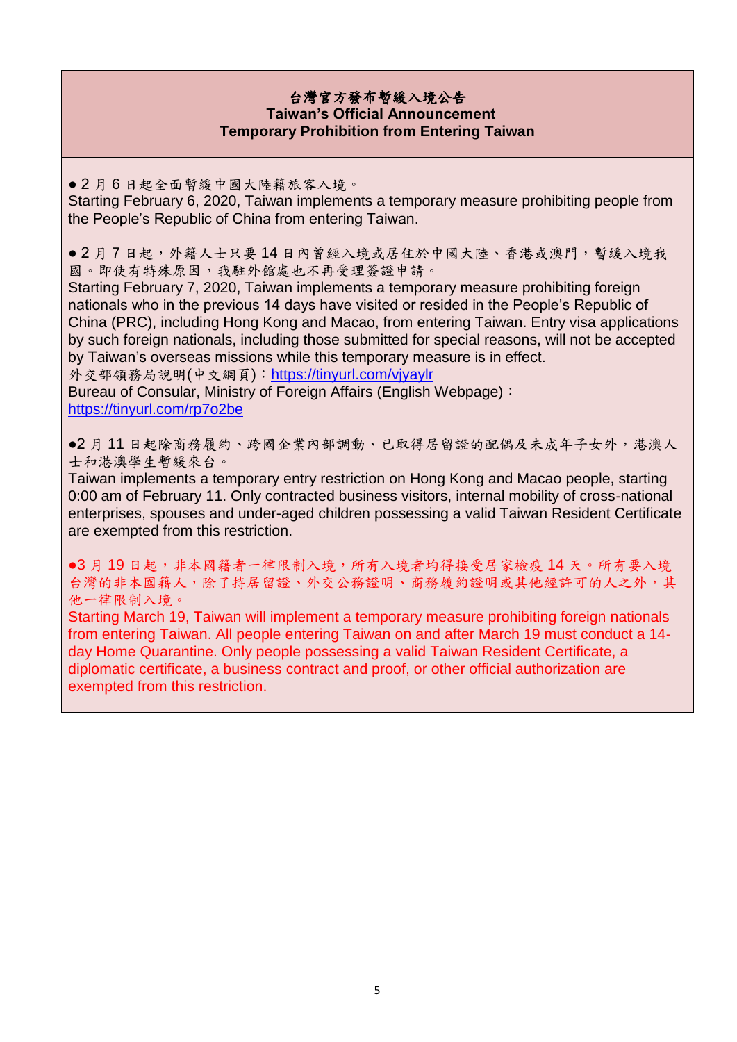**台灣官方發布暫緩入境公告**
**Taiwan's Official Announcement**
**Temporary Prohibition from Entering Taiwan**

● 2 月 6 日起全面暫緩中國大陸籍旅客入境。
Starting February 6, 2020, Taiwan implements a temporary measure prohibiting people from the People's Republic of China from entering Taiwan.

● 2 月 7 日起，外籍人士只要 14 日內曾經入境或居住於中國大陸、香港或澳門，暫緩入境我國。即使有特殊原因，我駐外館處也不再受理簽證申請。
Starting February 7, 2020, Taiwan implements a temporary measure prohibiting foreign nationals who in the previous 14 days have visited or resided in the People's Republic of China (PRC), including Hong Kong and Macao, from entering Taiwan. Entry visa applications by such foreign nationals, including those submitted for special reasons, will not be accepted by Taiwan's overseas missions while this temporary measure is in effect.
外交部領務局說明(中文網頁)：https://tinyurl.com/vjyaylr
Bureau of Consular, Ministry of Foreign Affairs (English Webpage)：
https://tinyurl.com/rp7o2be

●2 月 11 日起除商務履約、跨國企業內部調動、已取得居留證的配偶及未成年子女外，港澳人士和港澳學生暫緩來台。
Taiwan implements a temporary entry restriction on Hong Kong and Macao people, starting 0:00 am of February 11. Only contracted business visitors, internal mobility of cross-national enterprises, spouses and under-aged children possessing a valid Taiwan Resident Certificate are exempted from this restriction.

●3 月 19 日起，非本國籍者一律限制入境，所有入境者均得接受居家檢疫 14 天。所有要入境台灣的非本國籍人，除了持居留證、外交公務證明、商務履約證明或其他經許可的人之外，其他一律限制入境。
Starting March 19, Taiwan will implement a temporary measure prohibiting foreign nationals from entering Taiwan. All people entering Taiwan on and after March 19 must conduct a 14-day Home Quarantine. Only people possessing a valid Taiwan Resident Certificate, a diplomatic certificate, a business contract and proof, or other official authorization are exempted from this restriction.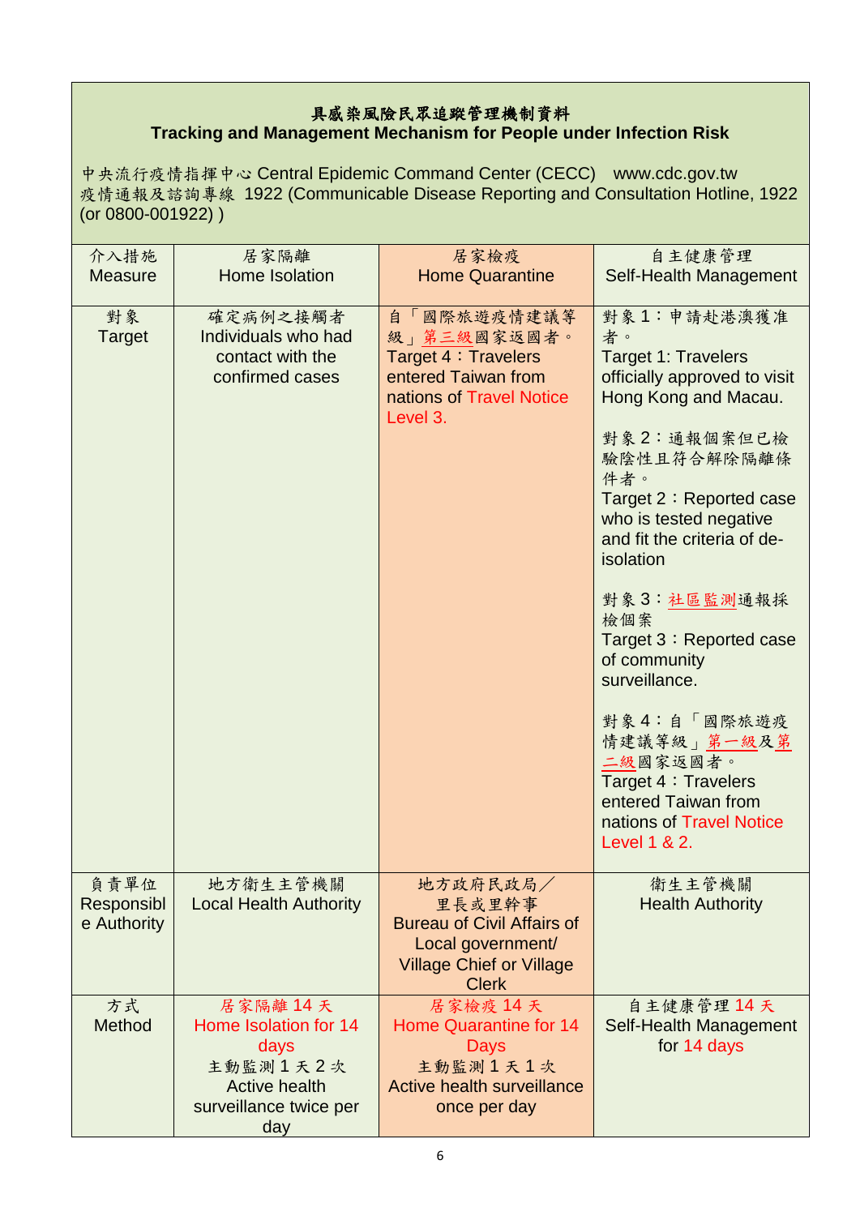**具感染風險民眾追蹤管理機制資料**
**Tracking and Management Mechanism for People under Infection Risk**

中央流行疫情指揮中心 Central Epidemic Command Center (CECC) www.cdc.gov.tw
疫情通報及諮詢專線 1922 (Communicable Disease Reporting and Consultation Hotline, 1922 (or 0800-001922) )

| 介入措施 Measure | 居家隔離 Home Isolation | 居家檢疫 Home Quarantine | 自主健康管理 Self-Health Management |
|---|---|---|---|
| 對象 Target | 確定病例之接觸者 Individuals who had contact with the confirmed cases | 自「國際旅遊疫情建議等級」第三級國家返國者。 Target 4：Travelers entered Taiwan from nations of Travel Notice Level 3. | 對象1：申請赴港澳獲准者。 Target 1: Travelers officially approved to visit Hong Kong and Macau.<br><br>對象2：通報個案但已檢驗陰性且符合解除隔離條件者。 Target 2：Reported case who is tested negative and fit the criteria of de-isolation<br><br>對象3：社區監測通報採檢個案 Target 3：Reported case of community surveillance.<br><br>對象4：自「國際旅遊疫情建議等級」第一級及第二級國家返國者。 Target 4：Travelers entered Taiwan from nations of Travel Notice Level 1 & 2. |
| 負責單位 Responsible Authority | 地方衛生主管機關 Local Health Authority | 地方政府民政局／里長或里幹事 Bureau of Civil Affairs of Local government/ Village Chief or Village Clerk | 衛生主管機關 Health Authority |
| 方式 Method | 居家隔離 14 天 Home Isolation for 14 days<br>主動監測 1 天 2 次 Active health surveillance twice per day | 居家檢疫 14 天 Home Quarantine for 14 Days<br>主動監測 1 天 1 次 Active health surveillance once per day | 自主健康管理 14 天 Self-Health Management for 14 days |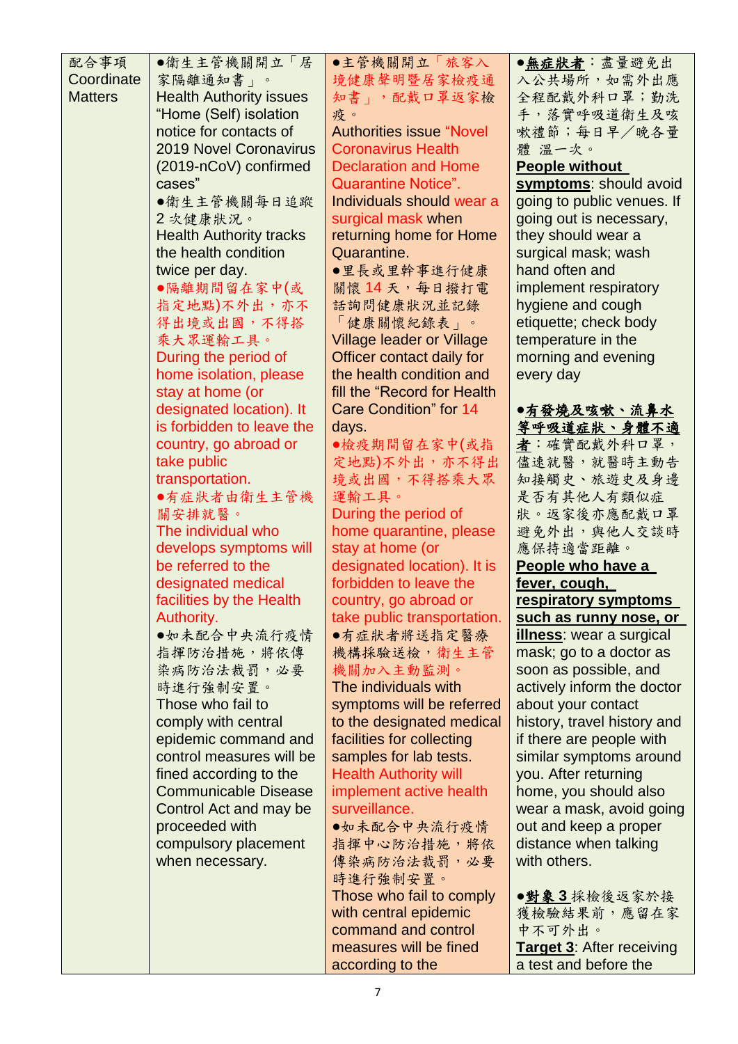| 配合事項 Coordinate Matters | ●衛生主管機關開立「居家隔離通知書」。 Health Authority issues "Home (Self) isolation notice for contacts of 2019 Novel Coronavirus (2019-nCoV) confirmed cases" ●衛生主管機關每日追蹤 2 次健康狀況。 Health Authority tracks the health condition twice per day. ●隔離期間留在家中(或指定地點)不外出，亦不得出境或出國，不得搭乘大眾運輸工具。 During the period of home isolation, please stay at home (or designated location). It is forbidden to leave the country, go abroad or take public transportation. ●有症狀者由衛生主管機關安排就醫。 The individual who develops symptoms will be referred to the designated medical facilities by the Health Authority. ●如未配合中央流行疫情指揮防治措施，將依傳染病防治法裁罰，必要時進行強制安置。 Those who fail to comply with central epidemic command and control measures will be fined according to the Communicable Disease Control Act and may be proceeded with compulsory placement when necessary. | ●主管機關開立「旅客入境健康聲明暨居家檢疫通知書」，配戴口罩返家檢疫。 Authorities issue "Novel Coronavirus Health Declaration and Home Quarantine Notice". Individuals should wear a surgical mask when returning home for Home Quarantine. ●里長或里幹事進行健康關懷 14 天，每日撥打電話詢問健康狀況並記錄「健康關懷紀錄表」。 Village leader or Village Officer contact daily for the health condition and fill the "Record for Health Care Condition" for 14 days. ●檢疫期間留在家中(或指定地點)不外出，亦不得出境或出國，不得搭乘大眾運輸工具。 During the period of home quarantine, please stay at home (or designated location). It is forbidden to leave the country, go abroad or take public transportation. ●有症狀者將送指定醫療機構採驗送檢，衛生主管機關加入主動監測。 The individuals with symptoms will be referred to the designated medical facilities for collecting samples for lab tests. Health Authority will implement active health surveillance. ●如未配合中央流行疫情指揮中心防治措施，將依傳染病防治法裁罰，必要時進行強制安置。 Those who fail to comply with central epidemic command and control measures will be fined according to the | ●**無症狀者**：盡量避免出入公共場所，如需外出應全程配戴外科口罩；勤洗手，落實呼吸道衛生及咳嗽禮節；每日早／晚各量體溫一次。 **People without symptoms**: should avoid going to public venues. If going out is necessary, they should wear a surgical mask; wash hand often and implement respiratory hygiene and cough etiquette; check body temperature in the morning and evening every day ●**有發燒及咳嗽、流鼻水等呼吸道症狀、身體不適者**：確實配戴外科口罩，儘速就醫，就醫時主動告知接觸史、旅遊史及身邊是否有其他人有類似症狀。返家後亦應配戴口罩避免外出，與他人交談時應保持適當距離。 **People who have a fever, cough, respiratory symptoms such as runny nose, or illness**: wear a surgical mask; go to a doctor as soon as possible, and actively inform the doctor about your contact history, travel history and if there are people with similar symptoms around you. After returning home, you should also wear a mask, avoid going out and keep a proper distance when talking with others. ●**對象 3** 採檢後返家於接獲檢驗結果前，應留在家中不可外出。 **Target 3**: After receiving a test and before the |
|---|---|---|---|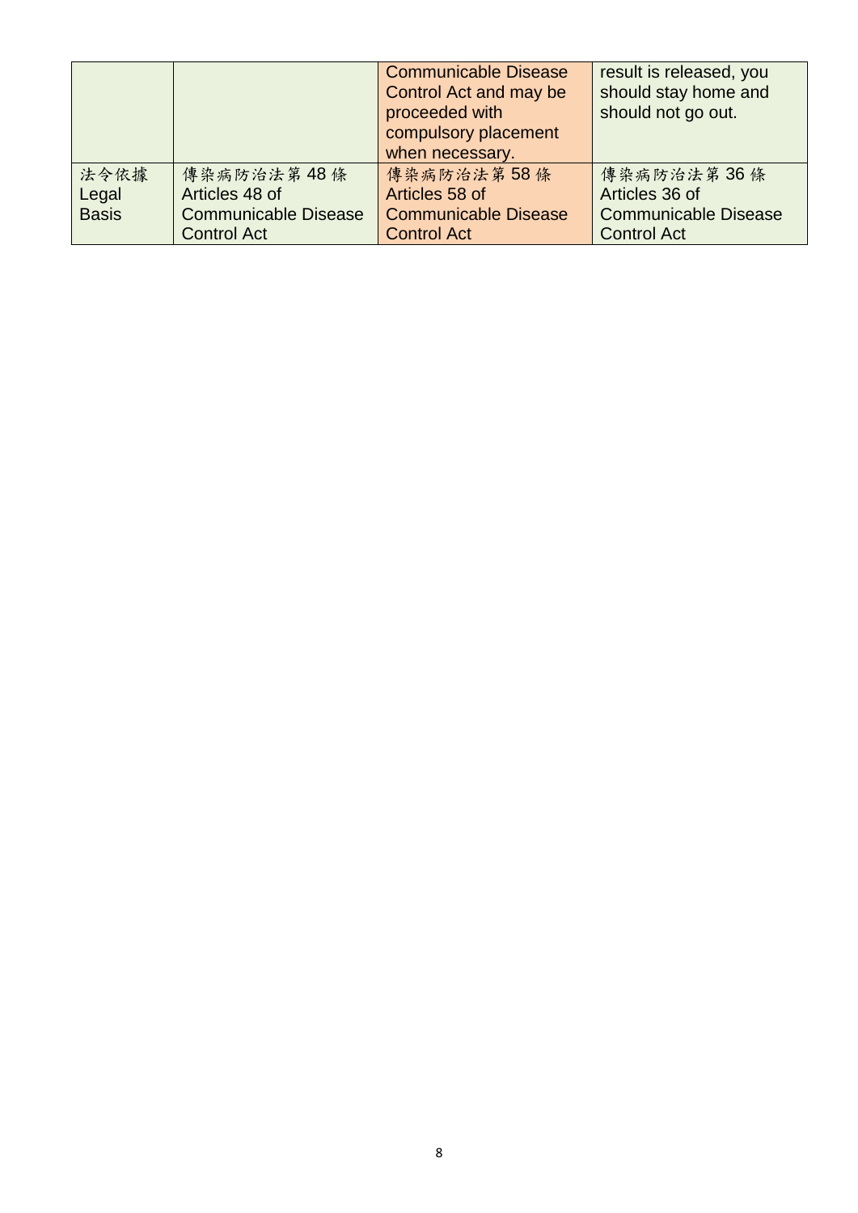| | | | |
|---|---|---|---|
| | | Communicable Disease Control Act and may be proceeded with compulsory placement when necessary. | result is released, you should stay home and should not go out. |
| 法令依據<br>Legal Basis | 傳染病防治法第 48 條<br>Articles 48 of Communicable Disease Control Act | 傳染病防治法第 58 條<br>Articles 58 of Communicable Disease Control Act | 傳染病防治法第 36 條<br>Articles 36 of Communicable Disease Control Act |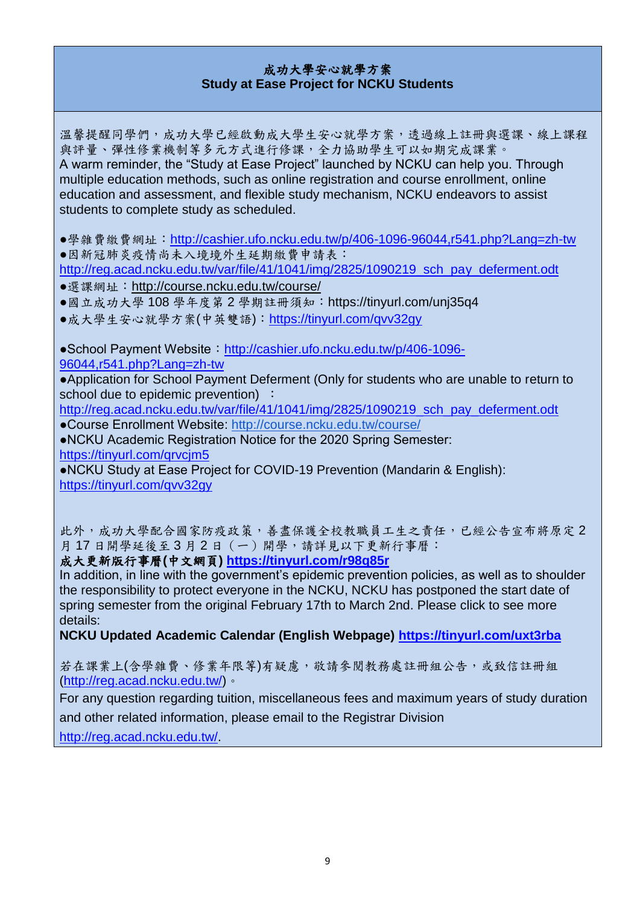## 成功大學安心就學方案
## Study at Ease Project for NCKU Students

溫馨提醒同學們，成功大學已經啟動成大學生安心就學方案，透過線上註冊與選課、線上課程與評量、彈性修業機制等多元方式進行修課，全力協助學生可以如期完成課業。

A warm reminder, the "Study at Ease Project" launched by NCKU can help you. Through multiple education methods, such as online registration and course enrollment, online education and assessment, and flexible study mechanism, NCKU endeavors to assist students to complete study as scheduled.

- 學雜費繳費網址：http://cashier.ufo.ncku.edu.tw/p/406-1096-96044,r541.php?Lang=zh-tw
- 因新冠肺炎疫情尚未入境境外生延期繳費申請表：http://reg.acad.ncku.edu.tw/var/file/41/1041/img/2825/1090219_sch_pay_deferment.odt
- 選課網址：http://course.ncku.edu.tw/course/
- 國立成功大學 108 學年度第 2 學期註冊須知：https://tinyurl.com/unj35q4
- 成大學生安心就學方案(中英雙語)：https://tinyurl.com/qvv32gy

- School Payment Website：http://cashier.ufo.ncku.edu.tw/p/406-1096-96044,r541.php?Lang=zh-tw
- Application for School Payment Deferment (Only for students who are unable to return to school due to epidemic prevention) ：http://reg.acad.ncku.edu.tw/var/file/41/1041/img/2825/1090219_sch_pay_deferment.odt
- Course Enrollment Website: http://course.ncku.edu.tw/course/
- NCKU Academic Registration Notice for the 2020 Spring Semester: https://tinyurl.com/qrvcjm5
- NCKU Study at Ease Project for COVID-19 Prevention (Mandarin & English): https://tinyurl.com/qvv32gy

此外，成功大學配合國家防疫政策，善盡保護全校教職員工生之責任，已經公告宣布將原定 2 月 17 日開學延後至 3 月 2 日（一）開學，請詳見以下更新行事曆：

**成大更新版行事曆(中文網頁) https://tinyurl.com/r98q85r**

In addition, in line with the government's epidemic prevention policies, as well as to shoulder the responsibility to protect everyone in the NCKU, NCKU has postponed the start date of spring semester from the original February 17th to March 2nd. Please click to see more details:

**NCKU Updated Academic Calendar (English Webpage) https://tinyurl.com/uxt3rba**

若在課業上(含學雜費、修業年限等)有疑慮，敬請參閱教務處註冊組公告，或致信註冊組(http://reg.acad.ncku.edu.tw/)。

For any question regarding tuition, miscellaneous fees and maximum years of study duration and other related information, please email to the Registrar Division http://reg.acad.ncku.edu.tw/.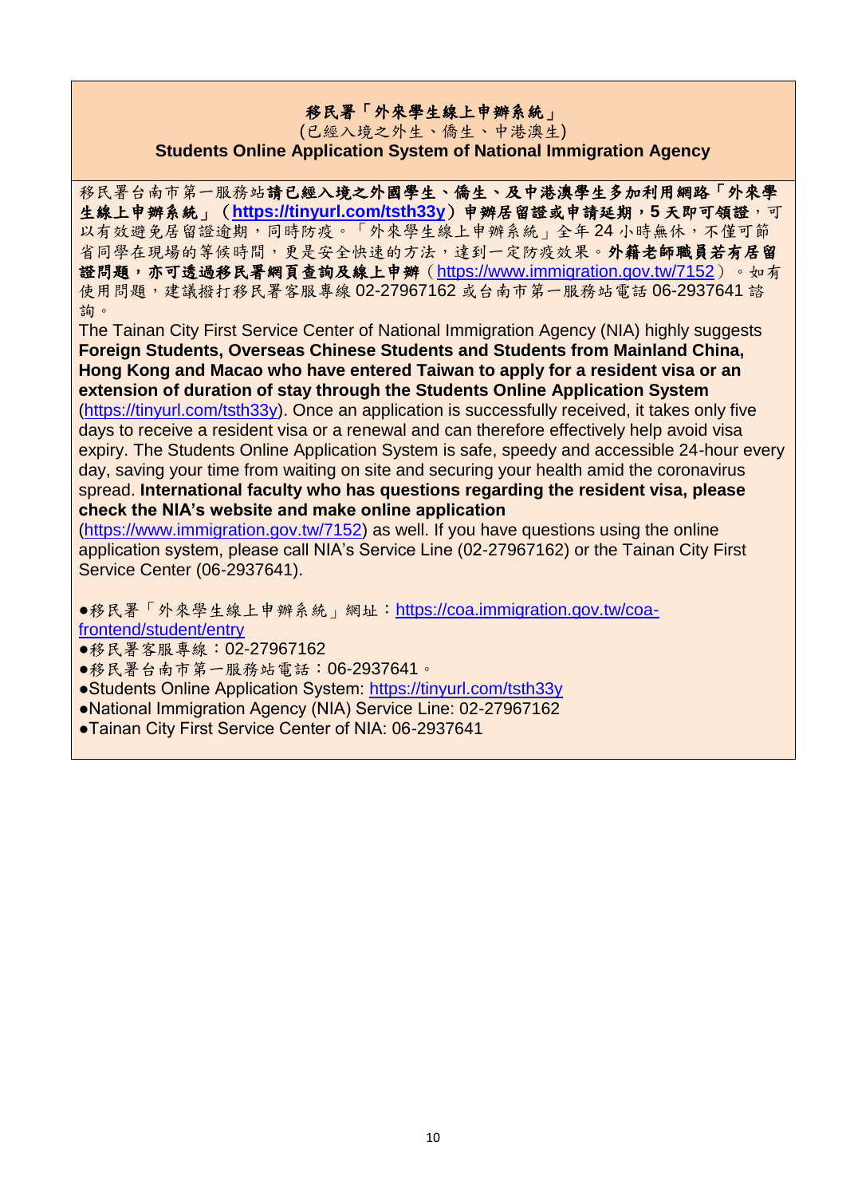**移民署「外來學生線上申辦系統」**

(已經入境之外生、僑生、中港澳生)

**Students Online Application System of National Immigration Agency**

移民署台南市第一服務站**請已經入境之外國學生、僑生、及中港澳學生多加利用網路「外來學生線上申辦系統」**（**https://tinyurl.com/tsth33y**）**申辦居留證或申請延期，5 天即可領證**，可以有效避免居留證逾期，同時防疫。「外來學生線上申辦系統」全年 24 小時無休，不僅可節省同學在現場的等候時間，更是安全快速的方法，達到一定防疫效果。**外籍老師職員若有居留證問題，亦可透過移民署網頁查詢及線上申辦**（https://www.immigration.gov.tw/7152）。如有使用問題，建議撥打移民署客服專線 02-27967162 或台南市第一服務站電話 06-2937641 諮詢。

The Tainan City First Service Center of National Immigration Agency (NIA) highly suggests **Foreign Students, Overseas Chinese Students and Students from Mainland China, Hong Kong and Macao who have entered Taiwan to apply for a resident visa or an extension of duration of stay through the Students Online Application System** (https://tinyurl.com/tsth33y). Once an application is successfully received, it takes only five days to receive a resident visa or a renewal and can therefore effectively help avoid visa expiry. The Students Online Application System is safe, speedy and accessible 24-hour every day, saving your time from waiting on site and securing your health amid the coronavirus spread. **International faculty who has questions regarding the resident visa, please check the NIA's website and make online application** (https://www.immigration.gov.tw/7152) as well. If you have questions using the online application system, please call NIA's Service Line (02-27967162) or the Tainan City First Service Center (06-2937641).

- 移民署「外來學生線上申辦系統」網址：https://coa.immigration.gov.tw/coa-frontend/student/entry
- 移民署客服專線：02-27967162
- 移民署台南市第一服務站電話：06-2937641。
- Students Online Application System: https://tinyurl.com/tsth33y
- National Immigration Agency (NIA) Service Line: 02-27967162
- Tainan City First Service Center of NIA: 06-2937641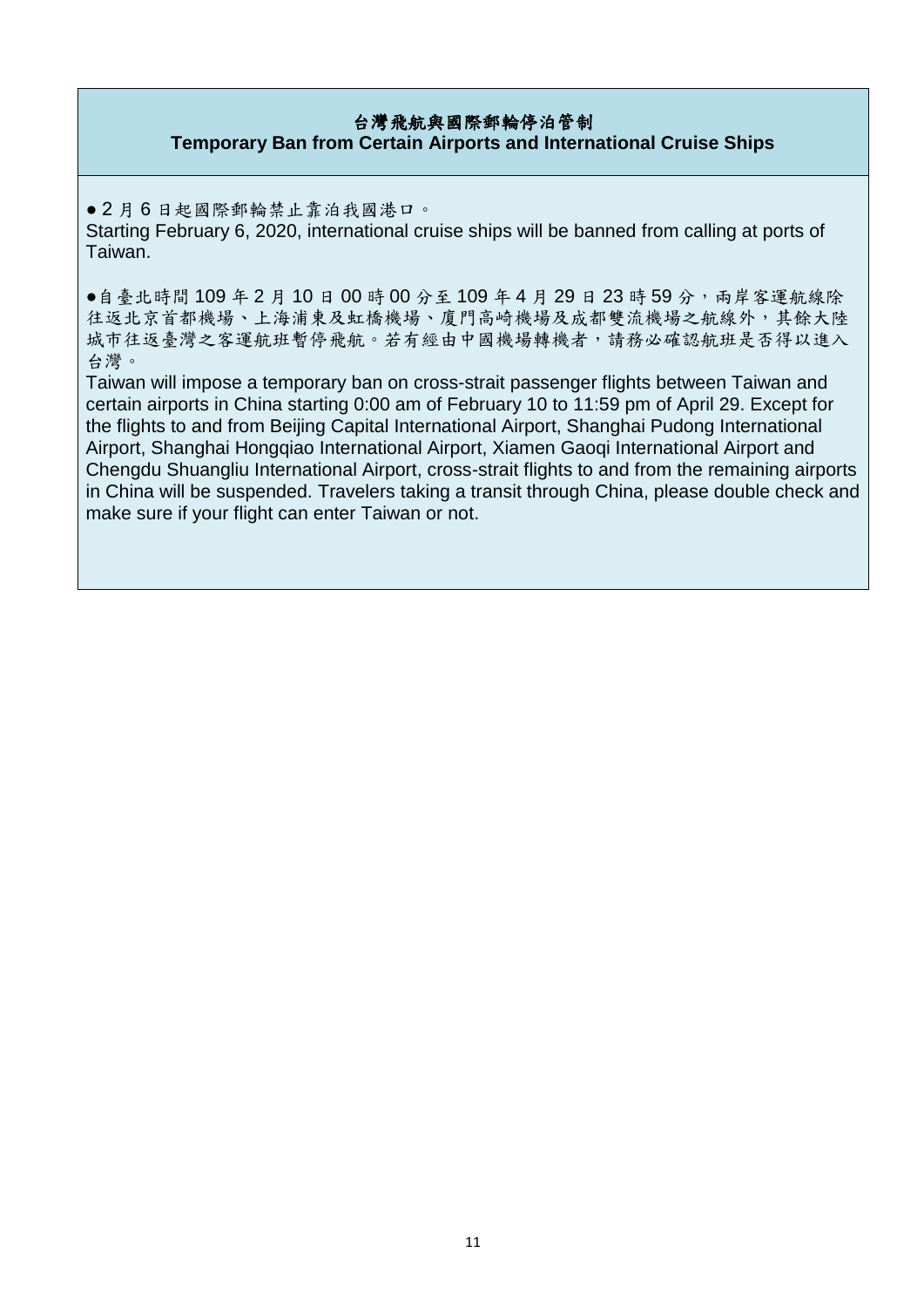## 台灣飛航與國際郵輪停泊管制
## Temporary Ban from Certain Airports and International Cruise Ships

● 2 月 6 日起國際郵輪禁止靠泊我國港口。

Starting February 6, 2020, international cruise ships will be banned from calling at ports of Taiwan.

●自臺北時間 109 年 2 月 10 日 00 時 00 分至 109 年 4 月 29 日 23 時 59 分，兩岸客運航線除往返北京首都機場、上海浦東及虹橋機場、廈門高崎機場及成都雙流機場之航線外，其餘大陸城市往返臺灣之客運航班暫停飛航。若有經由中國機場轉機者，請務必確認航班是否得以進入台灣。

Taiwan will impose a temporary ban on cross-strait passenger flights between Taiwan and certain airports in China starting 0:00 am of February 10 to 11:59 pm of April 29. Except for the flights to and from Beijing Capital International Airport, Shanghai Pudong International Airport, Shanghai Hongqiao International Airport, Xiamen Gaoqi International Airport and Chengdu Shuangliu International Airport, cross-strait flights to and from the remaining airports in China will be suspended. Travelers taking a transit through China, please double check and make sure if your flight can enter Taiwan or not.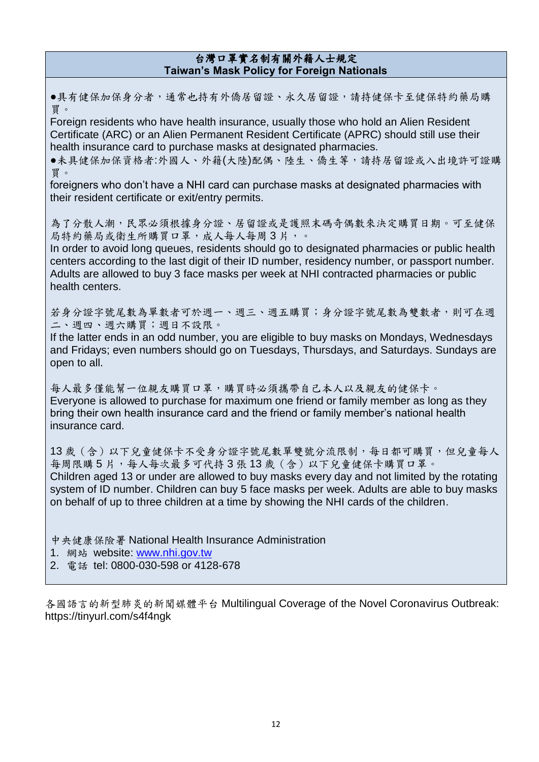## 台灣口罩實名制有關外籍人士規定
## Taiwan's Mask Policy for Foreign Nationals

●具有健保加保身分者，通常也持有外僑居留證、永久居留證，請持健保卡至健保特約藥局購買。

Foreign residents who have health insurance, usually those who hold an Alien Resident Certificate (ARC) or an Alien Permanent Resident Certificate (APRC) should still use their health insurance card to purchase masks at designated pharmacies.

●未具健保加保資格者:外國人、外籍(大陸)配偶、陸生、僑生等，請持居留證或入出境許可證購買。

foreigners who don't have a NHI card can purchase masks at designated pharmacies with their resident certificate or exit/entry permits.

為了分散人潮，民眾必須根據身分證、居留證或是護照末碼奇偶數來決定購買日期。可至健保局特約藥局或衛生所購買口罩，成人每人每周 3 片，。

In order to avoid long queues, residents should go to designated pharmacies or public health centers according to the last digit of their ID number, residency number, or passport number. Adults are allowed to buy 3 face masks per week at NHI contracted pharmacies or public health centers.

若身分證字號尾數為單數者可於週一、週三、週五購買；身分證字號尾數為雙數者，則可在週二、週四、週六購買；週日不設限。

If the latter ends in an odd number, you are eligible to buy masks on Mondays, Wednesdays and Fridays; even numbers should go on Tuesdays, Thursdays, and Saturdays. Sundays are open to all.

每人最多僅能幫一位親友購買口罩，購買時必須攜帶自己本人以及親友的健保卡。

Everyone is allowed to purchase for maximum one friend or family member as long as they bring their own health insurance card and the friend or family member's national health insurance card.

13 歲（含）以下兒童健保卡不受身分證字號尾數單雙號分流限制，每日都可購買，但兒童每人每周限購 5 片，每人每次最多可代持 3 張 13 歲（含）以下兒童健保卡購買口罩。

Children aged 13 or under are allowed to buy masks every day and not limited by the rotating system of ID number. Children can buy 5 face masks per week. Adults are able to buy masks on behalf of up to three children at a time by showing the NHI cards of the children.

中央健康保險署 National Health Insurance Administration

1. 網站 website: www.nhi.gov.tw
2. 電話 tel: 0800-030-598 or 4128-678

各國語言的新型肺炎的新聞媒體平台 Multilingual Coverage of the Novel Coronavirus Outbreak: https://tinyurl.com/s4f4ngk